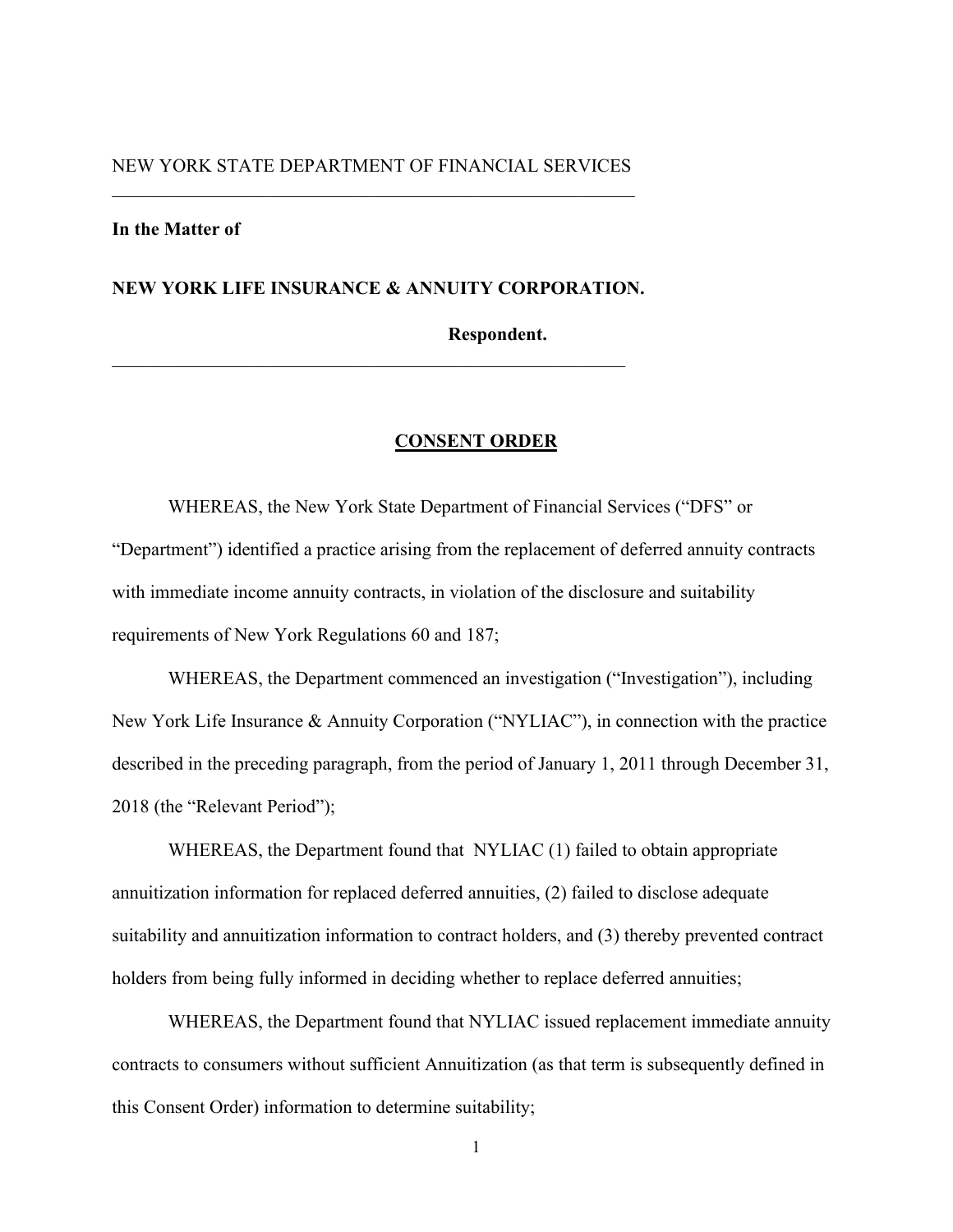NEW YORK STATE DEPARTMENT OF FINANCIAL SERVICES

---

**In the Matter of**

**NEW YORK LIFE INSURANCE & ANNUITY CORPORATION.**

**Respondent.**

---

# CONSENT ORDER

WHEREAS, the New York State Department of Financial Services ("DFS" or "Department") identified a practice arising from the replacement of deferred annuity contracts with immediate income annuity contracts, in violation of the disclosure and suitability requirements of New York Regulations 60 and 187;

WHEREAS, the Department commenced an investigation ("Investigation"), including New York Life Insurance & Annuity Corporation ("NYLIAC"), in connection with the practice described in the preceding paragraph, from the period of January 1, 2011 through December 31, 2018 (the "Relevant Period");

WHEREAS, the Department found that NYLIAC (1) failed to obtain appropriate annuitization information for replaced deferred annuities, (2) failed to disclose adequate suitability and annuitization information to contract holders, and (3) thereby prevented contract holders from being fully informed in deciding whether to replace deferred annuities;

WHEREAS, the Department found that NYLIAC issued replacement immediate annuity contracts to consumers without sufficient Annuitization (as that term is subsequently defined in this Consent Order) information to determine suitability;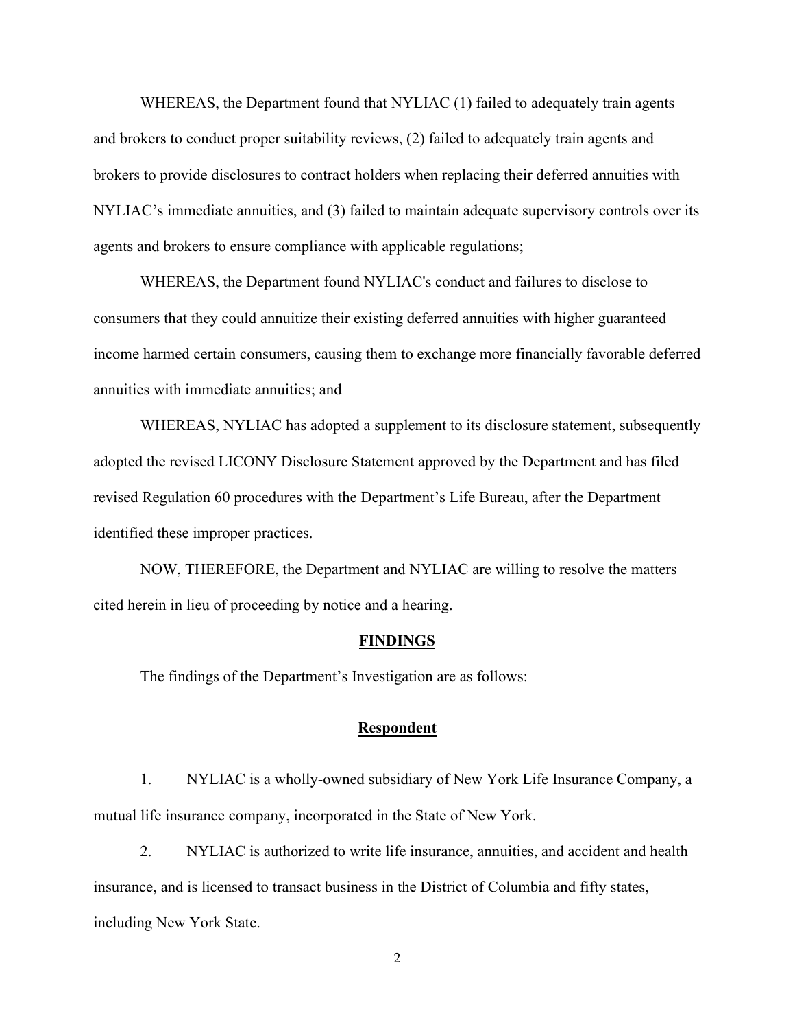WHEREAS, the Department found that NYLIAC (1) failed to adequately train agents and brokers to conduct proper suitability reviews, (2) failed to adequately train agents and brokers to provide disclosures to contract holders when replacing their deferred annuities with NYLIAC's immediate annuities, and (3) failed to maintain adequate supervisory controls over its agents and brokers to ensure compliance with applicable regulations;

WHEREAS, the Department found NYLIAC's conduct and failures to disclose to consumers that they could annuitize their existing deferred annuities with higher guaranteed income harmed certain consumers, causing them to exchange more financially favorable deferred annuities with immediate annuities; and

WHEREAS, NYLIAC has adopted a supplement to its disclosure statement, subsequently adopted the revised LICONY Disclosure Statement approved by the Department and has filed revised Regulation 60 procedures with the Department's Life Bureau, after the Department identified these improper practices.

NOW, THEREFORE, the Department and NYLIAC are willing to resolve the matters cited herein in lieu of proceeding by notice and a hearing.

## FINDINGS

The findings of the Department's Investigation are as follows:

### Respondent

1. NYLIAC is a wholly-owned subsidiary of New York Life Insurance Company, a mutual life insurance company, incorporated in the State of New York.

2. NYLIAC is authorized to write life insurance, annuities, and accident and health insurance, and is licensed to transact business in the District of Columbia and fifty states, including New York State.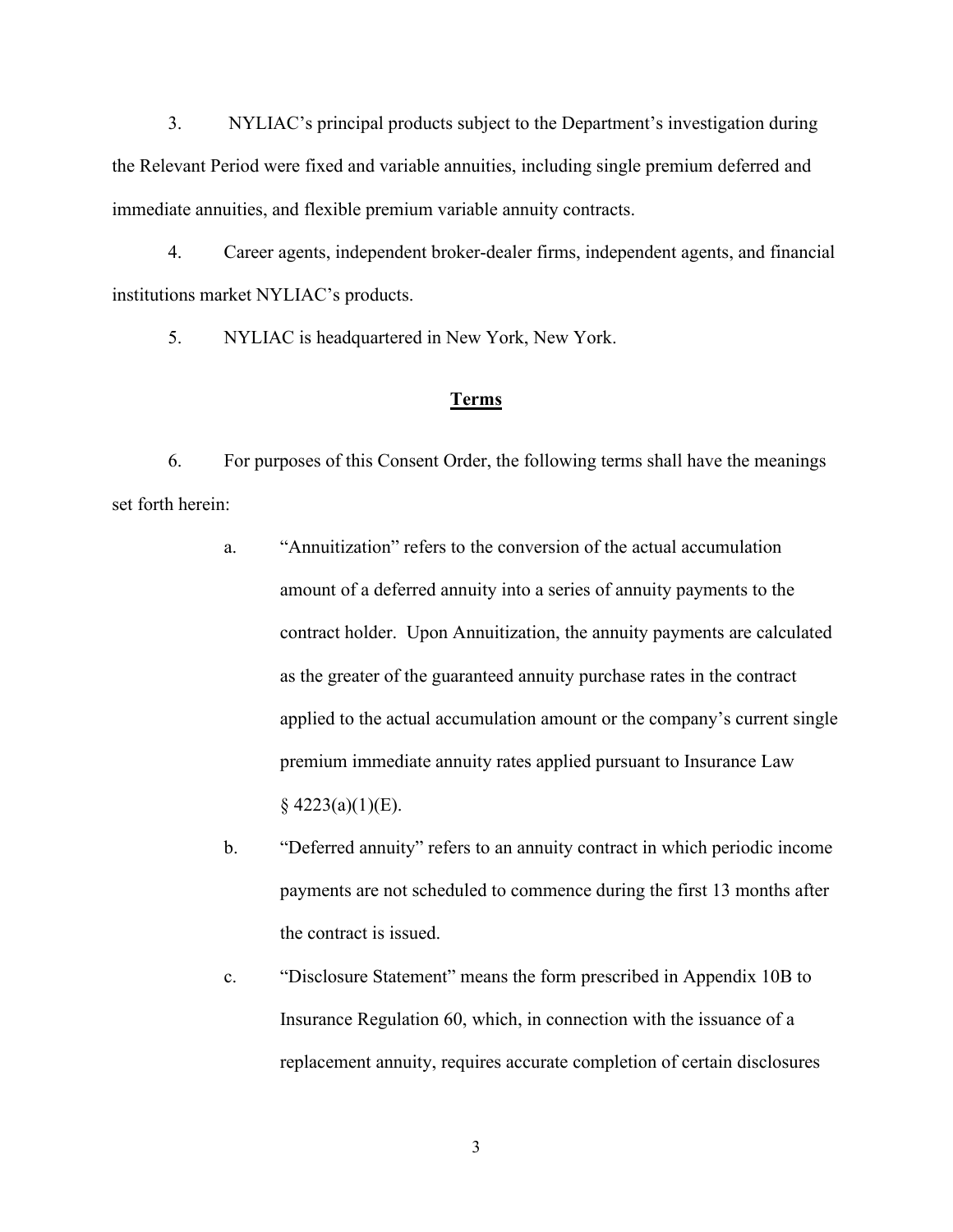3. NYLIAC's principal products subject to the Department's investigation during the Relevant Period were fixed and variable annuities, including single premium deferred and immediate annuities, and flexible premium variable annuity contracts.

4. Career agents, independent broker-dealer firms, independent agents, and financial institutions market NYLIAC's products.

5. NYLIAC is headquartered in New York, New York.

## Terms

6. For purposes of this Consent Order, the following terms shall have the meanings set forth herein:

   a. "Annuitization" refers to the conversion of the actual accumulation amount of a deferred annuity into a series of annuity payments to the contract holder. Upon Annuitization, the annuity payments are calculated as the greater of the guaranteed annuity purchase rates in the contract applied to the actual accumulation amount or the company's current single premium immediate annuity rates applied pursuant to Insurance Law § 4223(a)(1)(E).

   b. "Deferred annuity" refers to an annuity contract in which periodic income payments are not scheduled to commence during the first 13 months after the contract is issued.

   c. "Disclosure Statement" means the form prescribed in Appendix 10B to Insurance Regulation 60, which, in connection with the issuance of a replacement annuity, requires accurate completion of certain disclosures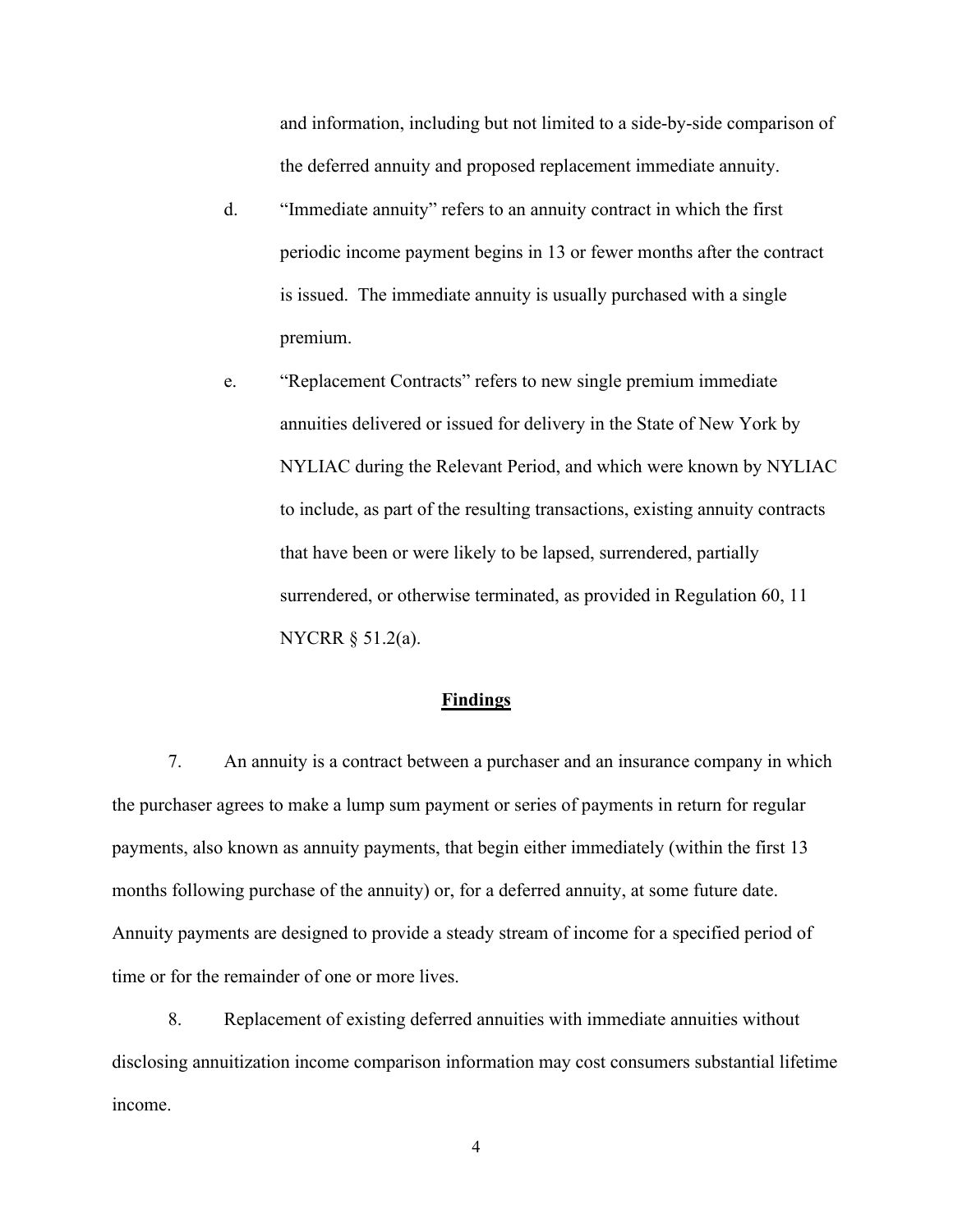and information, including but not limited to a side-by-side comparison of the deferred annuity and proposed replacement immediate annuity.

d. "Immediate annuity" refers to an annuity contract in which the first periodic income payment begins in 13 or fewer months after the contract is issued. The immediate annuity is usually purchased with a single premium.

e. "Replacement Contracts" refers to new single premium immediate annuities delivered or issued for delivery in the State of New York by NYLIAC during the Relevant Period, and which were known by NYLIAC to include, as part of the resulting transactions, existing annuity contracts that have been or were likely to be lapsed, surrendered, partially surrendered, or otherwise terminated, as provided in Regulation 60, 11 NYCRR § 51.2(a).

## **Findings**

7. An annuity is a contract between a purchaser and an insurance company in which the purchaser agrees to make a lump sum payment or series of payments in return for regular payments, also known as annuity payments, that begin either immediately (within the first 13 months following purchase of the annuity) or, for a deferred annuity, at some future date. Annuity payments are designed to provide a steady stream of income for a specified period of time or for the remainder of one or more lives.

8. Replacement of existing deferred annuities with immediate annuities without disclosing annuitization income comparison information may cost consumers substantial lifetime income.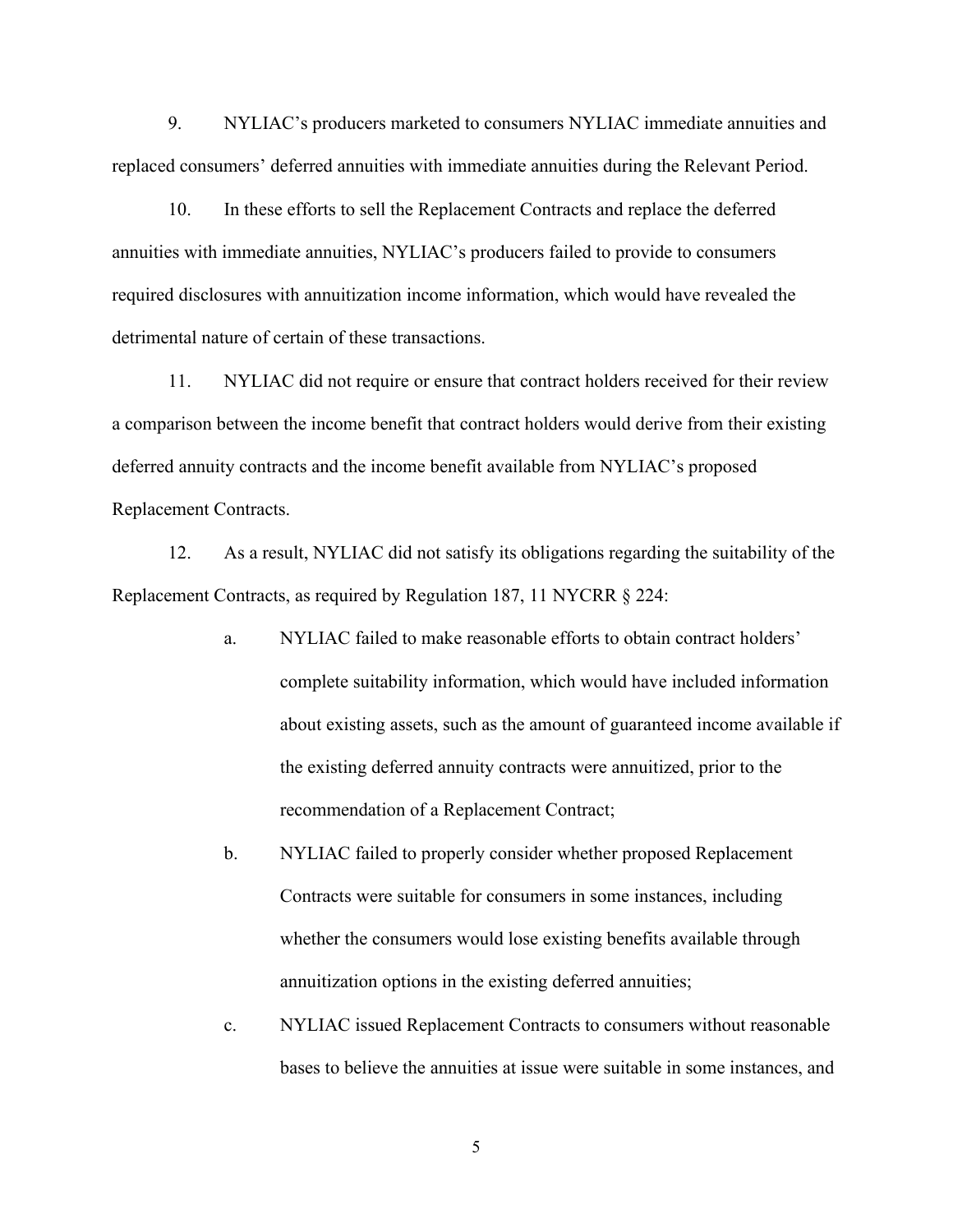9. NYLIAC's producers marketed to consumers NYLIAC immediate annuities and replaced consumers' deferred annuities with immediate annuities during the Relevant Period.

10. In these efforts to sell the Replacement Contracts and replace the deferred annuities with immediate annuities, NYLIAC's producers failed to provide to consumers required disclosures with annuitization income information, which would have revealed the detrimental nature of certain of these transactions.

11. NYLIAC did not require or ensure that contract holders received for their review a comparison between the income benefit that contract holders would derive from their existing deferred annuity contracts and the income benefit available from NYLIAC's proposed Replacement Contracts.

12. As a result, NYLIAC did not satisfy its obligations regarding the suitability of the Replacement Contracts, as required by Regulation 187, 11 NYCRR § 224:

   a. NYLIAC failed to make reasonable efforts to obtain contract holders' complete suitability information, which would have included information about existing assets, such as the amount of guaranteed income available if the existing deferred annuity contracts were annuitized, prior to the recommendation of a Replacement Contract;

   b. NYLIAC failed to properly consider whether proposed Replacement Contracts were suitable for consumers in some instances, including whether the consumers would lose existing benefits available through annuitization options in the existing deferred annuities;

   c. NYLIAC issued Replacement Contracts to consumers without reasonable bases to believe the annuities at issue were suitable in some instances, and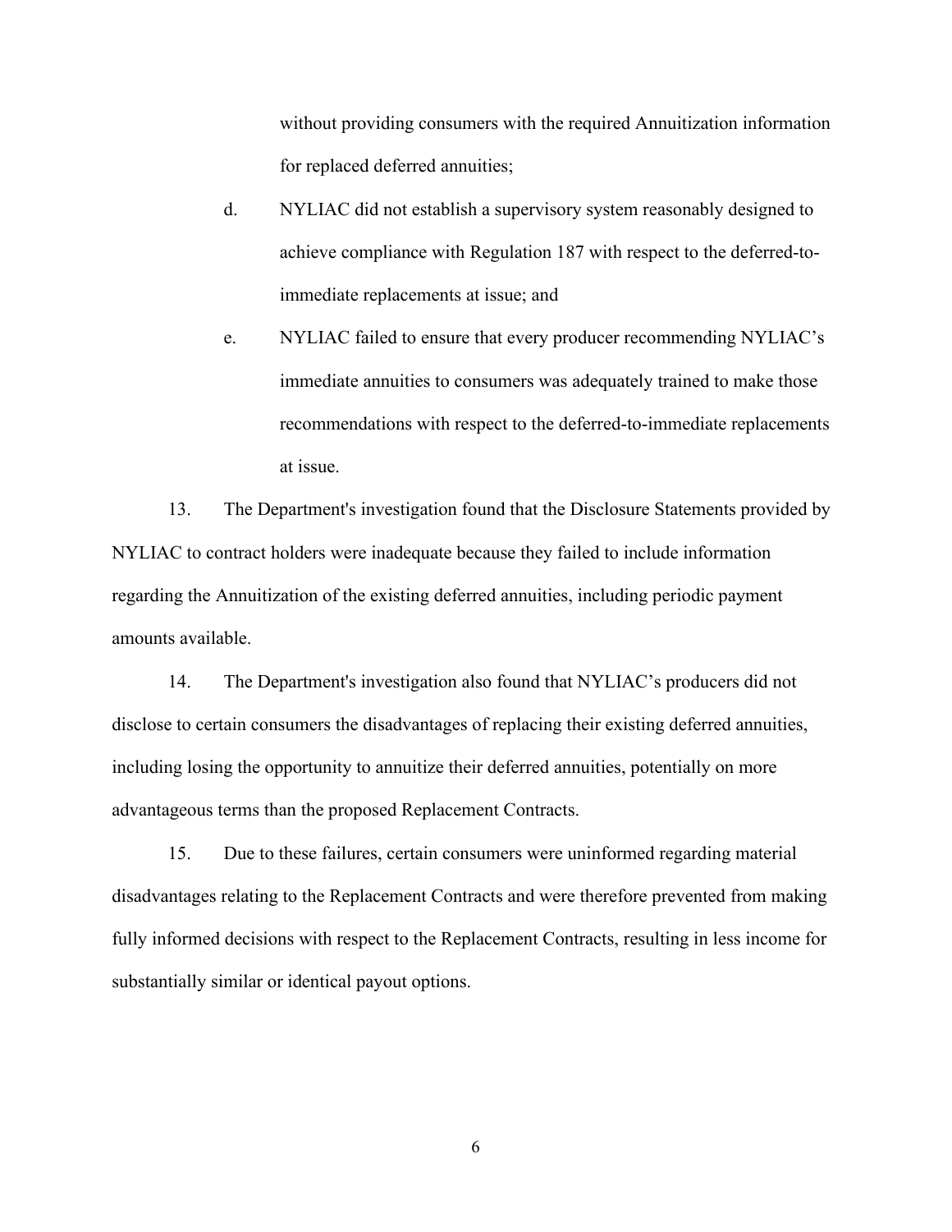without providing consumers with the required Annuitization information for replaced deferred annuities;

d. NYLIAC did not establish a supervisory system reasonably designed to achieve compliance with Regulation 187 with respect to the deferred-to-immediate replacements at issue; and

e. NYLIAC failed to ensure that every producer recommending NYLIAC's immediate annuities to consumers was adequately trained to make those recommendations with respect to the deferred-to-immediate replacements at issue.

13. The Department's investigation found that the Disclosure Statements provided by NYLIAC to contract holders were inadequate because they failed to include information regarding the Annuitization of the existing deferred annuities, including periodic payment amounts available.

14. The Department's investigation also found that NYLIAC's producers did not disclose to certain consumers the disadvantages of replacing their existing deferred annuities, including losing the opportunity to annuitize their deferred annuities, potentially on more advantageous terms than the proposed Replacement Contracts.

15. Due to these failures, certain consumers were uninformed regarding material disadvantages relating to the Replacement Contracts and were therefore prevented from making fully informed decisions with respect to the Replacement Contracts, resulting in less income for substantially similar or identical payout options.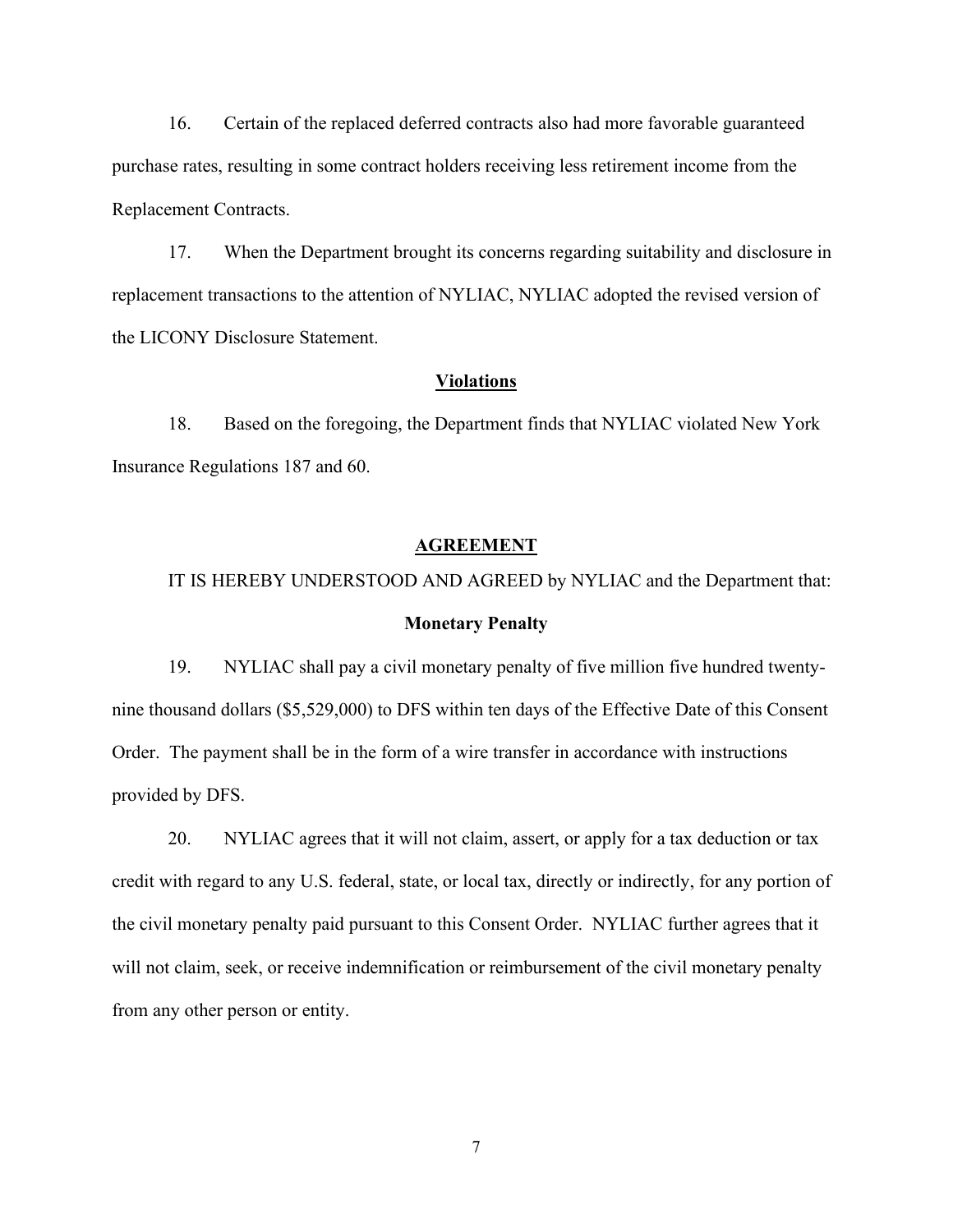16. Certain of the replaced deferred contracts also had more favorable guaranteed purchase rates, resulting in some contract holders receiving less retirement income from the Replacement Contracts.

17. When the Department brought its concerns regarding suitability and disclosure in replacement transactions to the attention of NYLIAC, NYLIAC adopted the revised version of the LICONY Disclosure Statement.

### Violations

18. Based on the foregoing, the Department finds that NYLIAC violated New York Insurance Regulations 187 and 60.

## AGREEMENT

IT IS HEREBY UNDERSTOOD AND AGREED by NYLIAC and the Department that:

### Monetary Penalty

19. NYLIAC shall pay a civil monetary penalty of five million five hundred twenty-nine thousand dollars ($5,529,000) to DFS within ten days of the Effective Date of this Consent Order. The payment shall be in the form of a wire transfer in accordance with instructions provided by DFS.

20. NYLIAC agrees that it will not claim, assert, or apply for a tax deduction or tax credit with regard to any U.S. federal, state, or local tax, directly or indirectly, for any portion of the civil monetary penalty paid pursuant to this Consent Order. NYLIAC further agrees that it will not claim, seek, or receive indemnification or reimbursement of the civil monetary penalty from any other person or entity.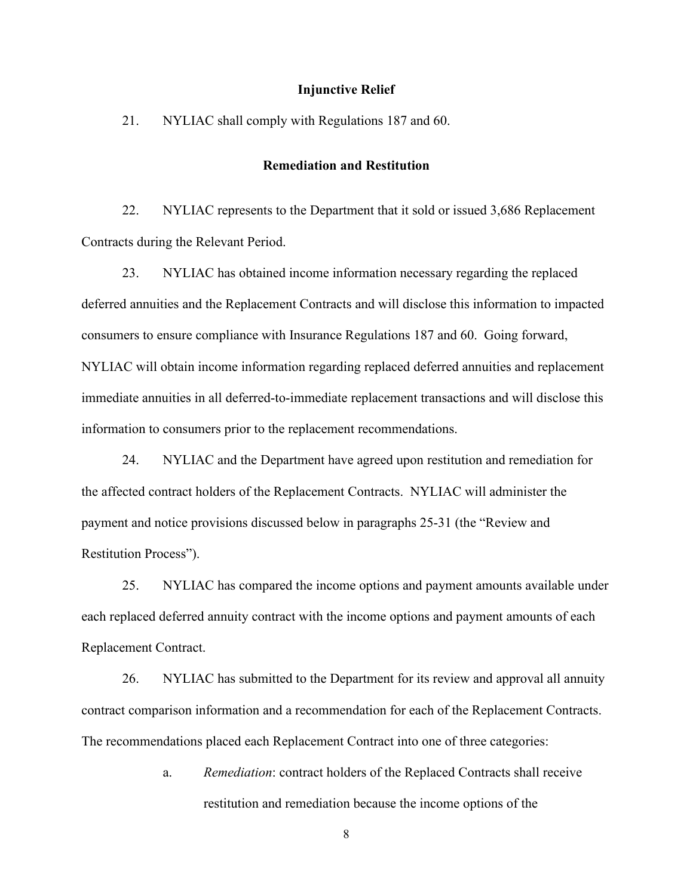## Injunctive Relief

21. NYLIAC shall comply with Regulations 187 and 60.

## Remediation and Restitution

22. NYLIAC represents to the Department that it sold or issued 3,686 Replacement Contracts during the Relevant Period.

23. NYLIAC has obtained income information necessary regarding the replaced deferred annuities and the Replacement Contracts and will disclose this information to impacted consumers to ensure compliance with Insurance Regulations 187 and 60. Going forward, NYLIAC will obtain income information regarding replaced deferred annuities and replacement immediate annuities in all deferred-to-immediate replacement transactions and will disclose this information to consumers prior to the replacement recommendations.

24. NYLIAC and the Department have agreed upon restitution and remediation for the affected contract holders of the Replacement Contracts. NYLIAC will administer the payment and notice provisions discussed below in paragraphs 25-31 (the "Review and Restitution Process").

25. NYLIAC has compared the income options and payment amounts available under each replaced deferred annuity contract with the income options and payment amounts of each Replacement Contract.

26. NYLIAC has submitted to the Department for its review and approval all annuity contract comparison information and a recommendation for each of the Replacement Contracts. The recommendations placed each Replacement Contract into one of three categories:

a. *Remediation*: contract holders of the Replaced Contracts shall receive restitution and remediation because the income options of the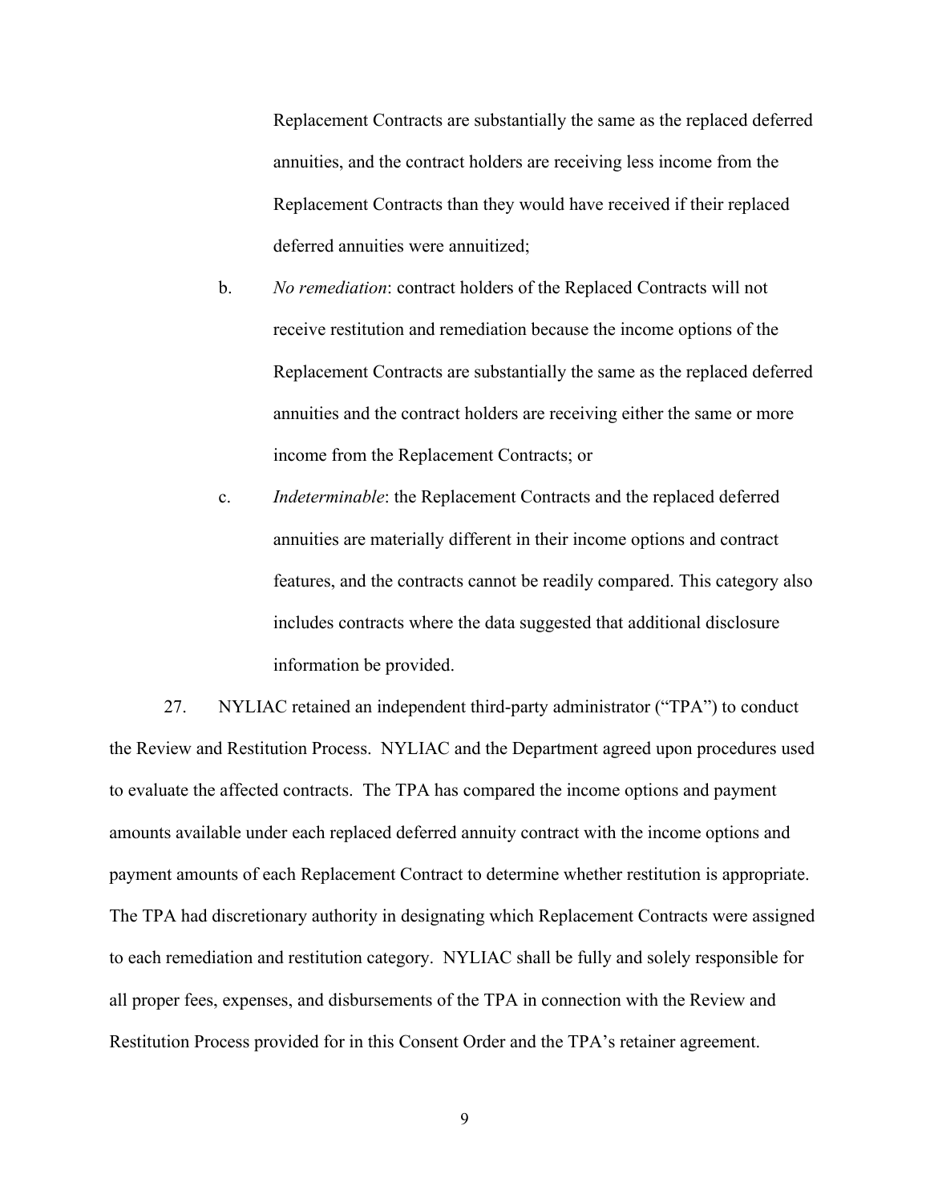Replacement Contracts are substantially the same as the replaced deferred annuities, and the contract holders are receiving less income from the Replacement Contracts than they would have received if their replaced deferred annuities were annuitized;

b. *No remediation*: contract holders of the Replaced Contracts will not receive restitution and remediation because the income options of the Replacement Contracts are substantially the same as the replaced deferred annuities and the contract holders are receiving either the same or more income from the Replacement Contracts; or

c. *Indeterminable*: the Replacement Contracts and the replaced deferred annuities are materially different in their income options and contract features, and the contracts cannot be readily compared. This category also includes contracts where the data suggested that additional disclosure information be provided.

27. NYLIAC retained an independent third-party administrator ("TPA") to conduct the Review and Restitution Process. NYLIAC and the Department agreed upon procedures used to evaluate the affected contracts. The TPA has compared the income options and payment amounts available under each replaced deferred annuity contract with the income options and payment amounts of each Replacement Contract to determine whether restitution is appropriate. The TPA had discretionary authority in designating which Replacement Contracts were assigned to each remediation and restitution category. NYLIAC shall be fully and solely responsible for all proper fees, expenses, and disbursements of the TPA in connection with the Review and Restitution Process provided for in this Consent Order and the TPA's retainer agreement.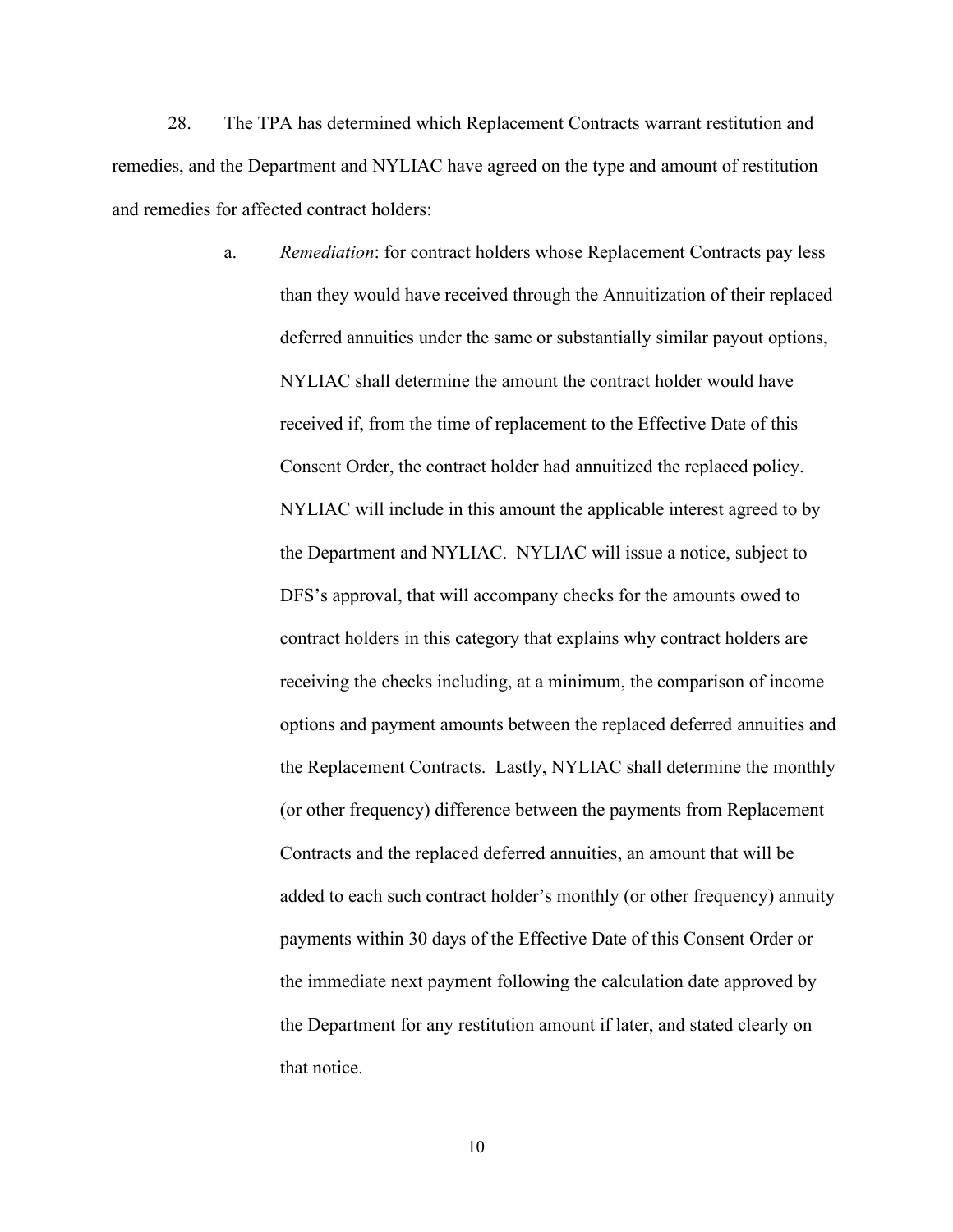28. The TPA has determined which Replacement Contracts warrant restitution and remedies, and the Department and NYLIAC have agreed on the type and amount of restitution and remedies for affected contract holders:

   a. *Remediation*: for contract holders whose Replacement Contracts pay less than they would have received through the Annuitization of their replaced deferred annuities under the same or substantially similar payout options, NYLIAC shall determine the amount the contract holder would have received if, from the time of replacement to the Effective Date of this Consent Order, the contract holder had annuitized the replaced policy. NYLIAC will include in this amount the applicable interest agreed to by the Department and NYLIAC. NYLIAC will issue a notice, subject to DFS's approval, that will accompany checks for the amounts owed to contract holders in this category that explains why contract holders are receiving the checks including, at a minimum, the comparison of income options and payment amounts between the replaced deferred annuities and the Replacement Contracts. Lastly, NYLIAC shall determine the monthly (or other frequency) difference between the payments from Replacement Contracts and the replaced deferred annuities, an amount that will be added to each such contract holder's monthly (or other frequency) annuity payments within 30 days of the Effective Date of this Consent Order or the immediate next payment following the calculation date approved by the Department for any restitution amount if later, and stated clearly on that notice.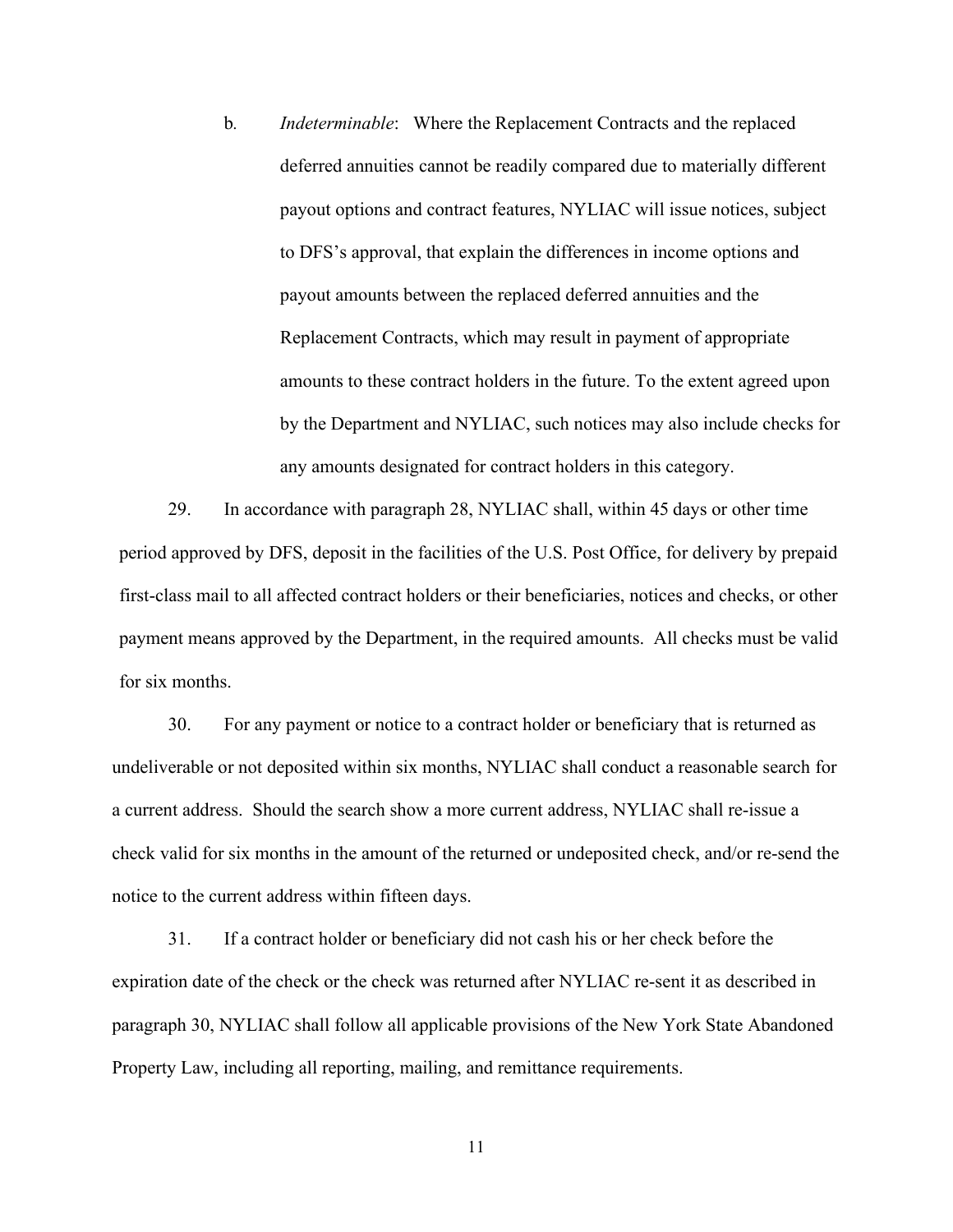b. *Indeterminable*: Where the Replacement Contracts and the replaced deferred annuities cannot be readily compared due to materially different payout options and contract features, NYLIAC will issue notices, subject to DFS's approval, that explain the differences in income options and payout amounts between the replaced deferred annuities and the Replacement Contracts, which may result in payment of appropriate amounts to these contract holders in the future. To the extent agreed upon by the Department and NYLIAC, such notices may also include checks for any amounts designated for contract holders in this category.

29. In accordance with paragraph 28, NYLIAC shall, within 45 days or other time period approved by DFS, deposit in the facilities of the U.S. Post Office, for delivery by prepaid first-class mail to all affected contract holders or their beneficiaries, notices and checks, or other payment means approved by the Department, in the required amounts. All checks must be valid for six months.

30. For any payment or notice to a contract holder or beneficiary that is returned as undeliverable or not deposited within six months, NYLIAC shall conduct a reasonable search for a current address. Should the search show a more current address, NYLIAC shall re-issue a check valid for six months in the amount of the returned or undeposited check, and/or re-send the notice to the current address within fifteen days.

31. If a contract holder or beneficiary did not cash his or her check before the expiration date of the check or the check was returned after NYLIAC re-sent it as described in paragraph 30, NYLIAC shall follow all applicable provisions of the New York State Abandoned Property Law, including all reporting, mailing, and remittance requirements.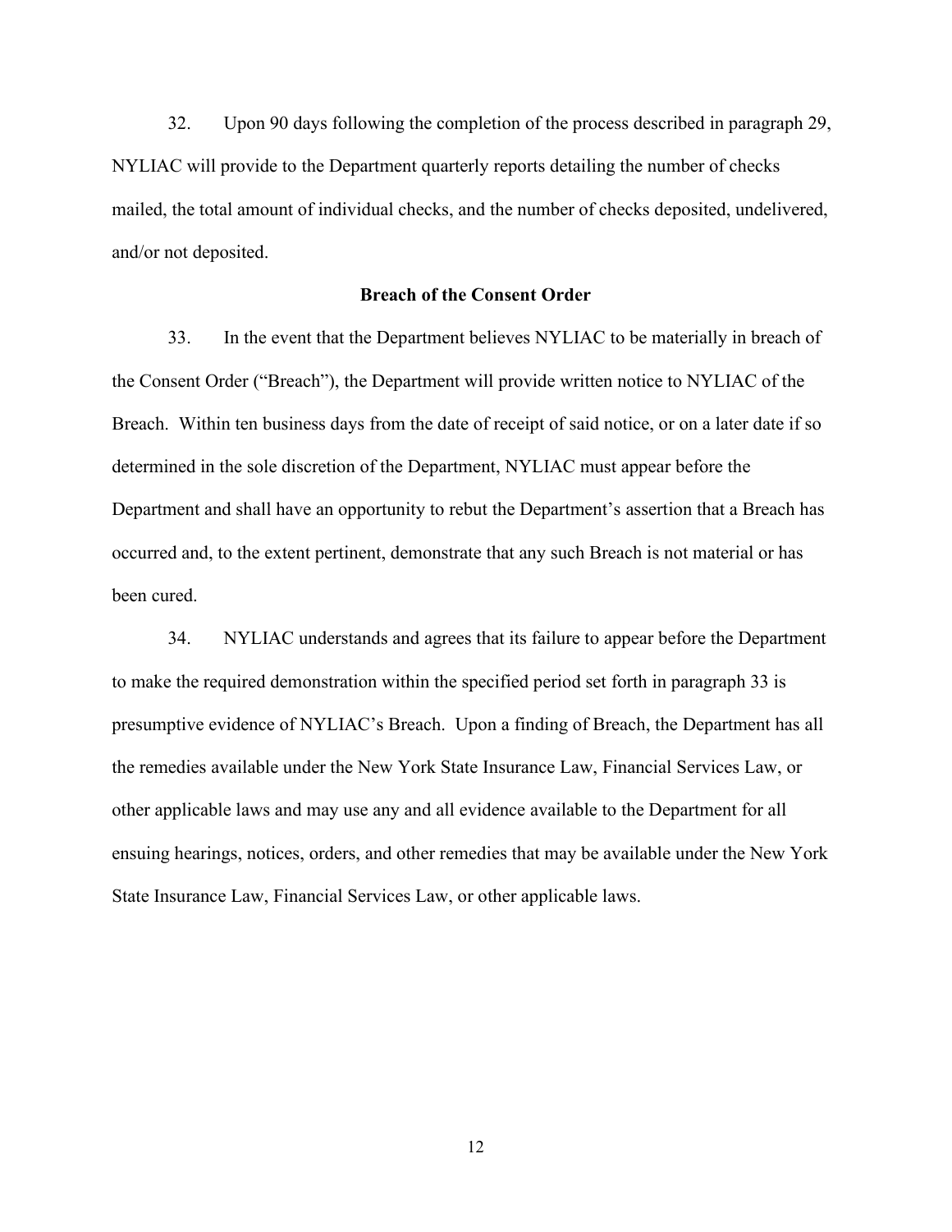32. Upon 90 days following the completion of the process described in paragraph 29, NYLIAC will provide to the Department quarterly reports detailing the number of checks mailed, the total amount of individual checks, and the number of checks deposited, undelivered, and/or not deposited.

**Breach of the Consent Order**

33. In the event that the Department believes NYLIAC to be materially in breach of the Consent Order ("Breach"), the Department will provide written notice to NYLIAC of the Breach. Within ten business days from the date of receipt of said notice, or on a later date if so determined in the sole discretion of the Department, NYLIAC must appear before the Department and shall have an opportunity to rebut the Department's assertion that a Breach has occurred and, to the extent pertinent, demonstrate that any such Breach is not material or has been cured.

34. NYLIAC understands and agrees that its failure to appear before the Department to make the required demonstration within the specified period set forth in paragraph 33 is presumptive evidence of NYLIAC's Breach. Upon a finding of Breach, the Department has all the remedies available under the New York State Insurance Law, Financial Services Law, or other applicable laws and may use any and all evidence available to the Department for all ensuing hearings, notices, orders, and other remedies that may be available under the New York State Insurance Law, Financial Services Law, or other applicable laws.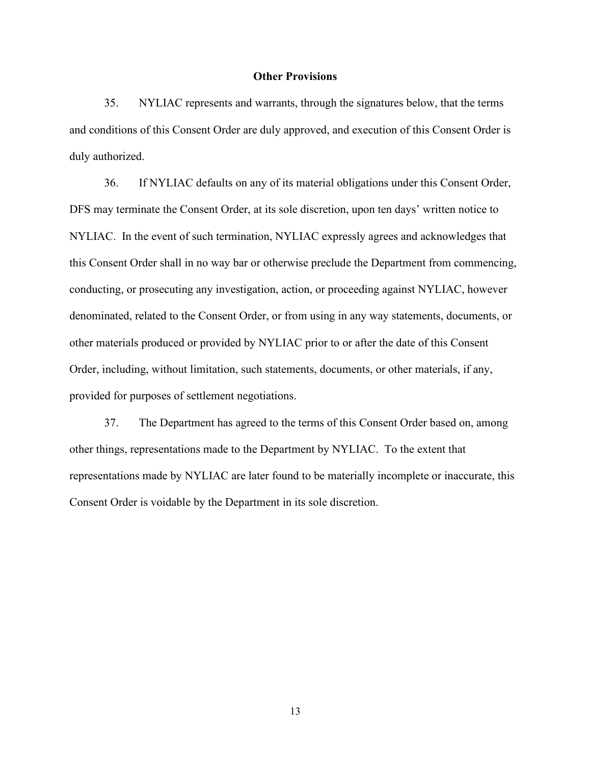## Other Provisions

35. NYLIAC represents and warrants, through the signatures below, that the terms and conditions of this Consent Order are duly approved, and execution of this Consent Order is duly authorized.

36. If NYLIAC defaults on any of its material obligations under this Consent Order, DFS may terminate the Consent Order, at its sole discretion, upon ten days' written notice to NYLIAC. In the event of such termination, NYLIAC expressly agrees and acknowledges that this Consent Order shall in no way bar or otherwise preclude the Department from commencing, conducting, or prosecuting any investigation, action, or proceeding against NYLIAC, however denominated, related to the Consent Order, or from using in any way statements, documents, or other materials produced or provided by NYLIAC prior to or after the date of this Consent Order, including, without limitation, such statements, documents, or other materials, if any, provided for purposes of settlement negotiations.

37. The Department has agreed to the terms of this Consent Order based on, among other things, representations made to the Department by NYLIAC. To the extent that representations made by NYLIAC are later found to be materially incomplete or inaccurate, this Consent Order is voidable by the Department in its sole discretion.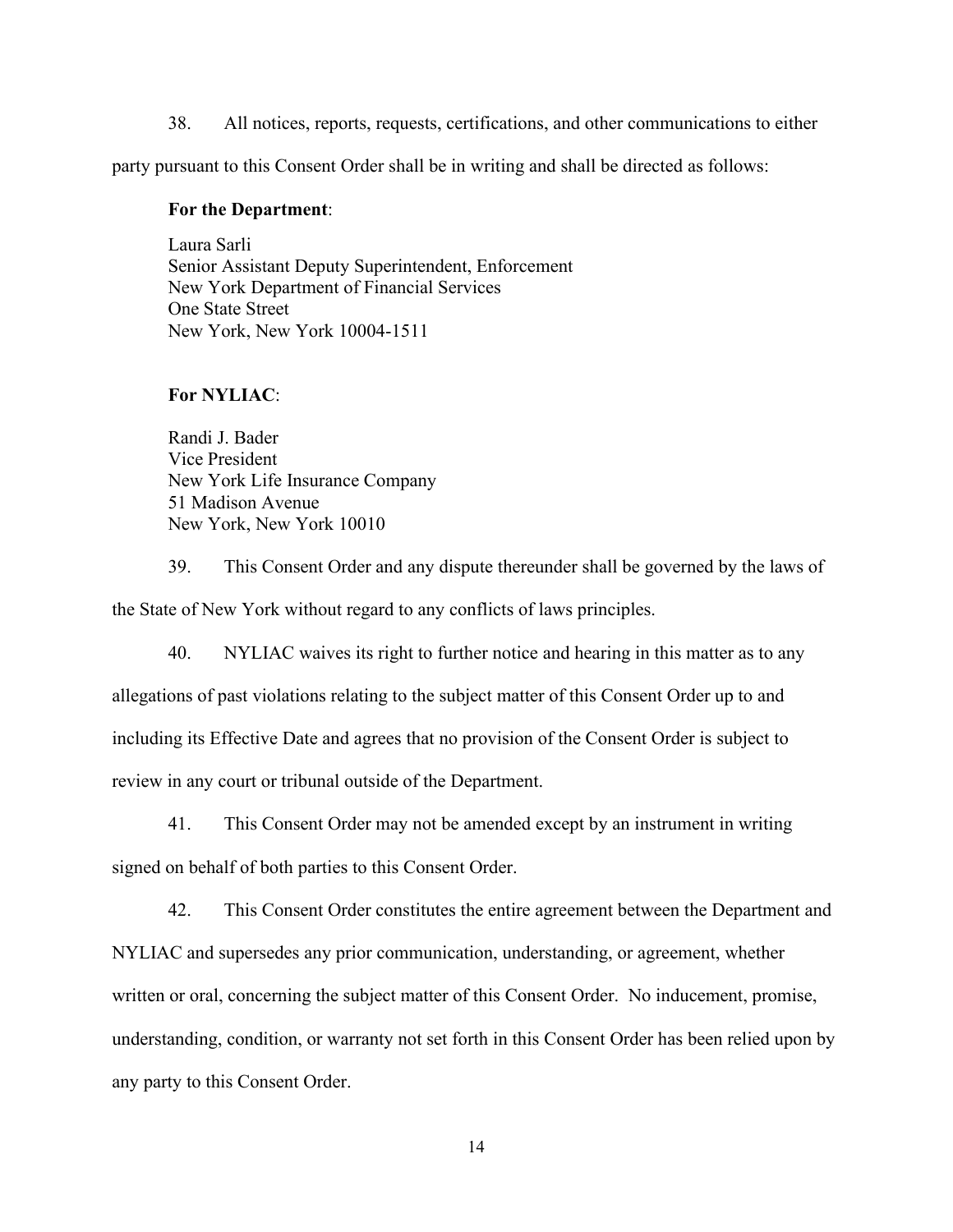38. All notices, reports, requests, certifications, and other communications to either party pursuant to this Consent Order shall be in writing and shall be directed as follows:

**For the Department**:

Laura Sarli
Senior Assistant Deputy Superintendent, Enforcement
New York Department of Financial Services
One State Street
New York, New York 10004-1511

**For NYLIAC**:

Randi J. Bader
Vice President
New York Life Insurance Company
51 Madison Avenue
New York, New York 10010

39. This Consent Order and any dispute thereunder shall be governed by the laws of the State of New York without regard to any conflicts of laws principles.

40. NYLIAC waives its right to further notice and hearing in this matter as to any allegations of past violations relating to the subject matter of this Consent Order up to and including its Effective Date and agrees that no provision of the Consent Order is subject to review in any court or tribunal outside of the Department.

41. This Consent Order may not be amended except by an instrument in writing signed on behalf of both parties to this Consent Order.

42. This Consent Order constitutes the entire agreement between the Department and NYLIAC and supersedes any prior communication, understanding, or agreement, whether written or oral, concerning the subject matter of this Consent Order. No inducement, promise, understanding, condition, or warranty not set forth in this Consent Order has been relied upon by any party to this Consent Order.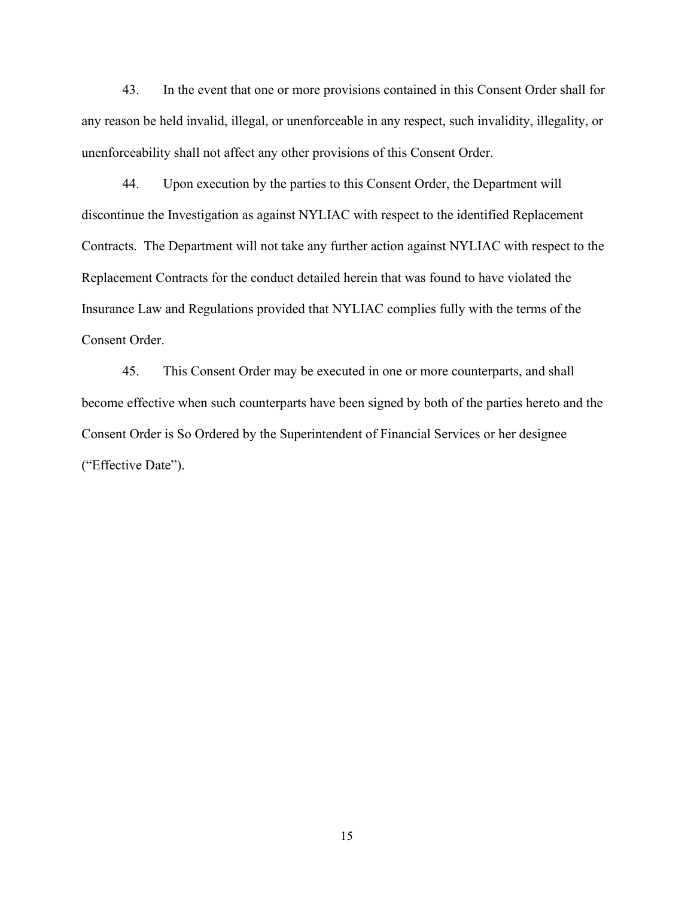43. In the event that one or more provisions contained in this Consent Order shall for any reason be held invalid, illegal, or unenforceable in any respect, such invalidity, illegality, or unenforceability shall not affect any other provisions of this Consent Order.

44. Upon execution by the parties to this Consent Order, the Department will discontinue the Investigation as against NYLIAC with respect to the identified Replacement Contracts. The Department will not take any further action against NYLIAC with respect to the Replacement Contracts for the conduct detailed herein that was found to have violated the Insurance Law and Regulations provided that NYLIAC complies fully with the terms of the Consent Order.

45. This Consent Order may be executed in one or more counterparts, and shall become effective when such counterparts have been signed by both of the parties hereto and the Consent Order is So Ordered by the Superintendent of Financial Services or her designee ("Effective Date").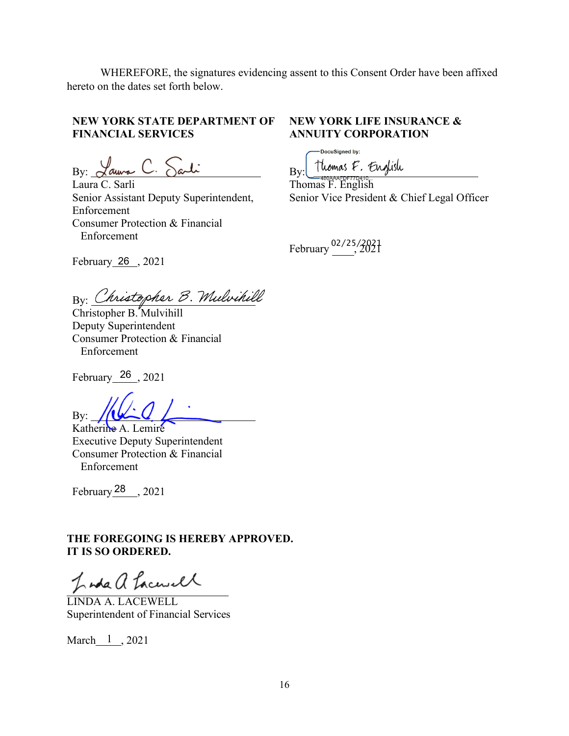WHEREFORE, the signatures evidencing assent to this Consent Order have been affixed hereto on the dates set forth below.

**NEW YORK STATE DEPARTMENT OF FINANCIAL SERVICES**

By: ______________________
Laura C. Sarli
Senior Assistant Deputy Superintendent, Enforcement
Consumer Protection & Financial Enforcement

February 26, 2021

By: ______________________
Christopher B. Mulvihill
Deputy Superintendent
Consumer Protection & Financial Enforcement

February 26, 2021

By: ______________________
Katherine A. Lemire
Executive Deputy Superintendent
Consumer Protection & Financial Enforcement

February 28, 2021

**NEW YORK LIFE INSURANCE & ANNUITY CORPORATION**

DocuSigned by:

By: ______________________
480AAAFDF77D410...
Thomas F. English
Senior Vice President & Chief Legal Officer

February 02/25/2021, 2021

**THE FOREGOING IS HEREBY APPROVED.**
**IT IS SO ORDERED.**

______________________
LINDA A. LACEWELL
Superintendent of Financial Services

March 1, 2021